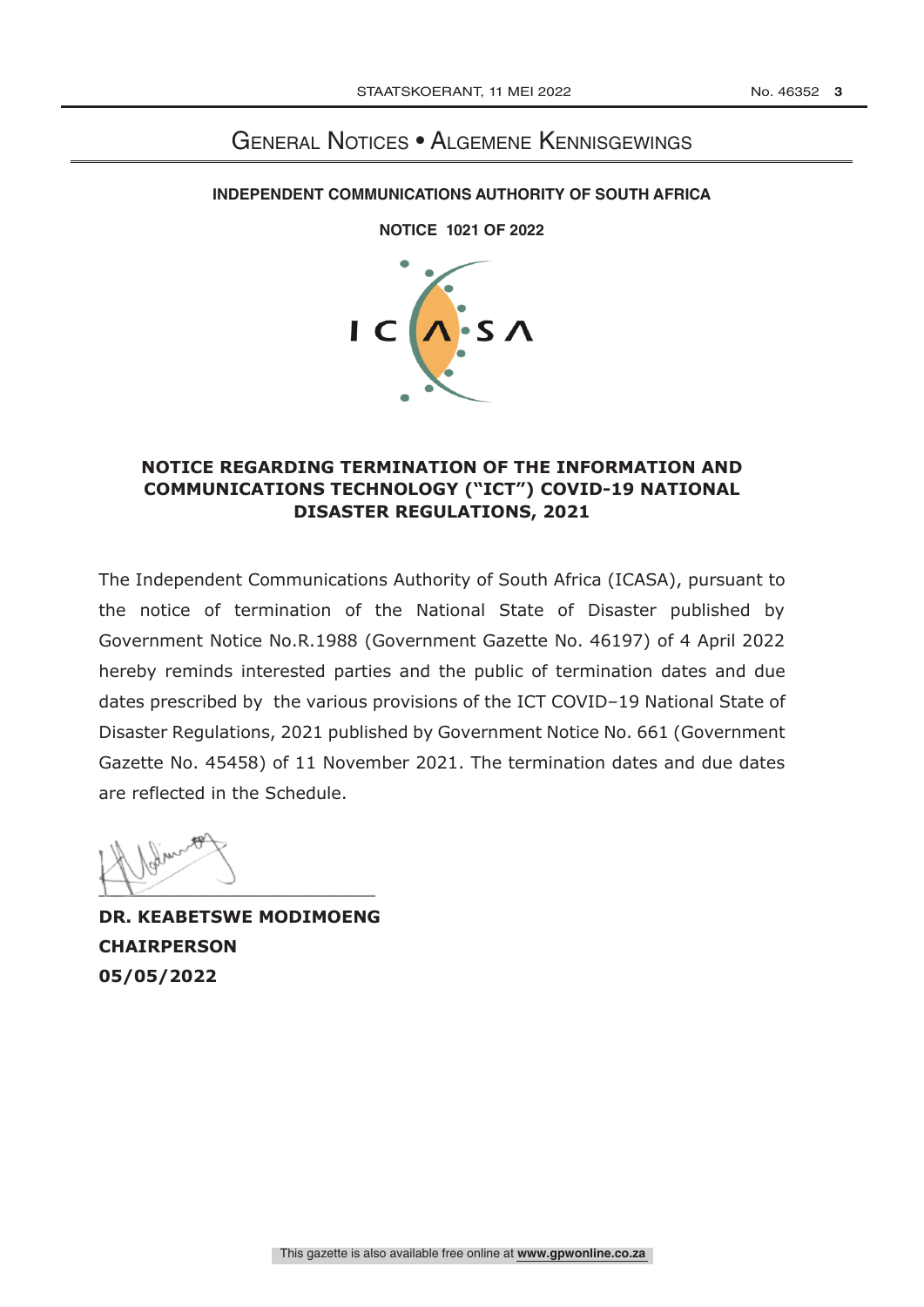# General Notices • Algemene Kennisgewings

**INDEPENDENT COMMUNICATIONS AUTHORITY OF SOUTH AFRICA**

**NOTICE 1021 OF 2022**

## NOTICE REGARDING TERMINATION OF THE INFORMATION AND COMMUNICATIONS TECHNOLOGY ("ICT") COVID-19 NATIONAL DISASTER REGULATIONS, 2021

The Independent Communications Authority of South Africa (ICASA), pursuant to the notice of termination of the National State of Disaster published by Government Notice No.R.1988 (Government Gazette No. 46197) of 4 April 2022 hereby reminds interested parties and the public of termination dates and due dates prescribed by the various provisions of the ICT COVID–19 National State of Disaster Regulations, 2021 published by Government Notice No. 661 (Government Gazette No. 45458) of 11 November 2021. The termination dates and due dates are reflected in the Schedule.

**DR. KEABETSWE MODIMOENG**
**CHAIRPERSON**
**05/05/2022**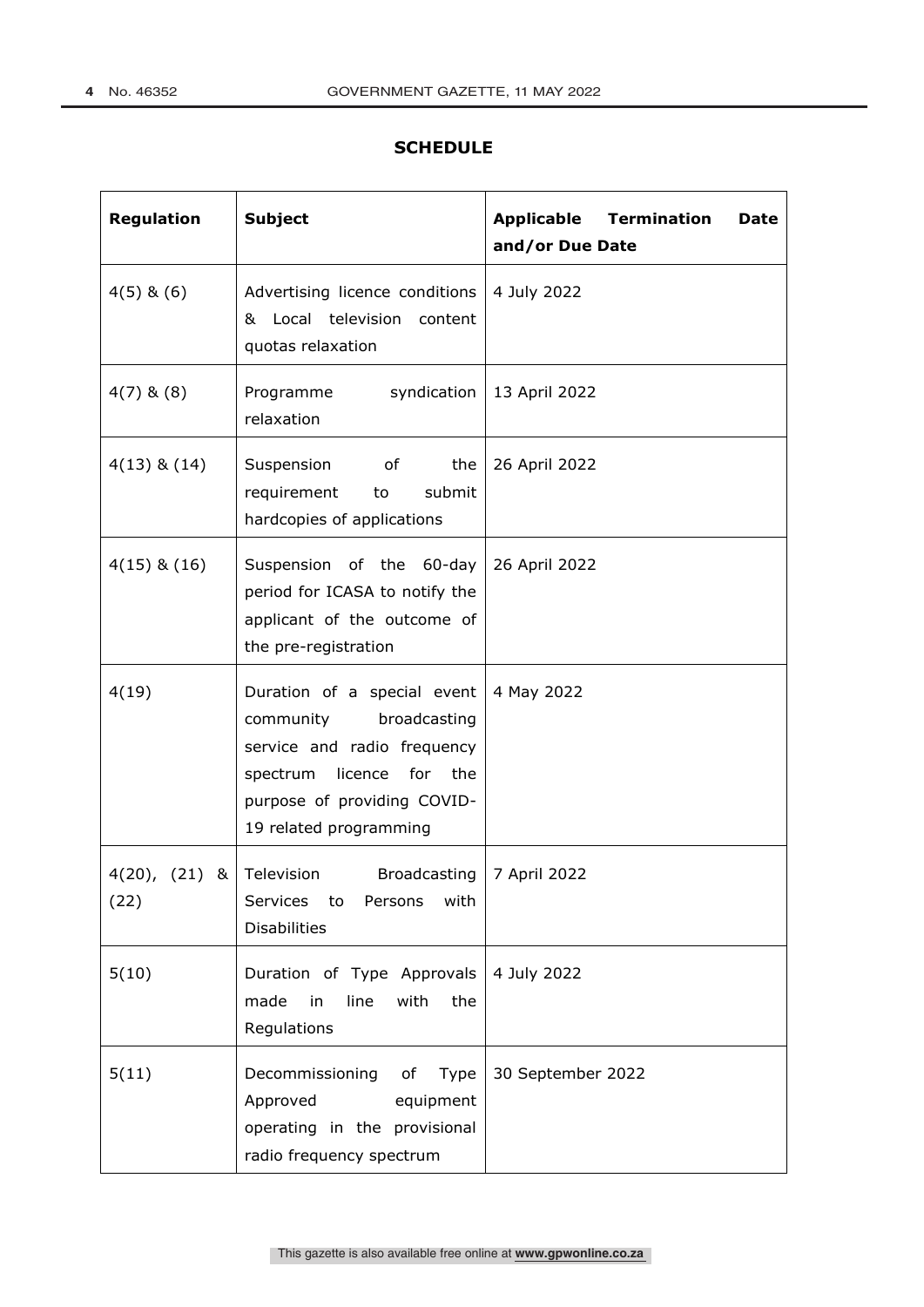## SCHEDULE

| Regulation | Subject | Applicable Termination Date and/or Due Date |
| --- | --- | --- |
| 4(5) & (6) | Advertising licence conditions & Local television content quotas relaxation | 4 July 2022 |
| 4(7) & (8) | Programme syndication relaxation | 13 April 2022 |
| 4(13) & (14) | Suspension of the requirement to submit hardcopies of applications | 26 April 2022 |
| 4(15) & (16) | Suspension of the 60-day period for ICASA to notify the applicant of the outcome of the pre-registration | 26 April 2022 |
| 4(19) | Duration of a special event community broadcasting service and radio frequency spectrum licence for the purpose of providing COVID-19 related programming | 4 May 2022 |
| 4(20), (21) & (22) | Television Broadcasting Services to Persons with Disabilities | 7 April 2022 |
| 5(10) | Duration of Type Approvals made in line with the Regulations | 4 July 2022 |
| 5(11) | Decommissioning of Type Approved equipment operating in the provisional radio frequency spectrum | 30 September 2022 |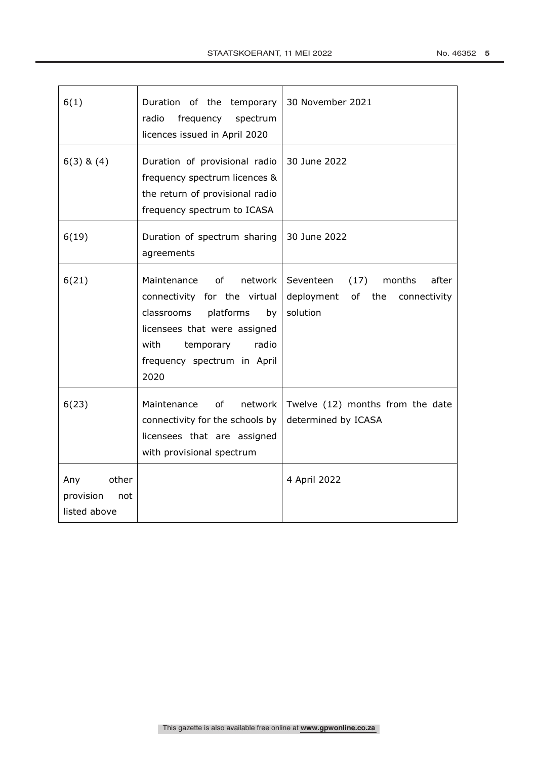| | | |
|---|---|---|
| 6(1) | Duration of the temporary radio frequency spectrum licences issued in April 2020 | 30 November 2021 |
| 6(3) & (4) | Duration of provisional radio frequency spectrum licences & the return of provisional radio frequency spectrum to ICASA | 30 June 2022 |
| 6(19) | Duration of spectrum sharing agreements | 30 June 2022 |
| 6(21) | Maintenance of network connectivity for the virtual classrooms platforms by licensees that were assigned with temporary radio frequency spectrum in April 2020 | Seventeen (17) months after deployment of the connectivity solution |
| 6(23) | Maintenance of network connectivity for the schools by licensees that are assigned with provisional spectrum | Twelve (12) months from the date determined by ICASA |
| Any other provision not listed above | | 4 April 2022 |